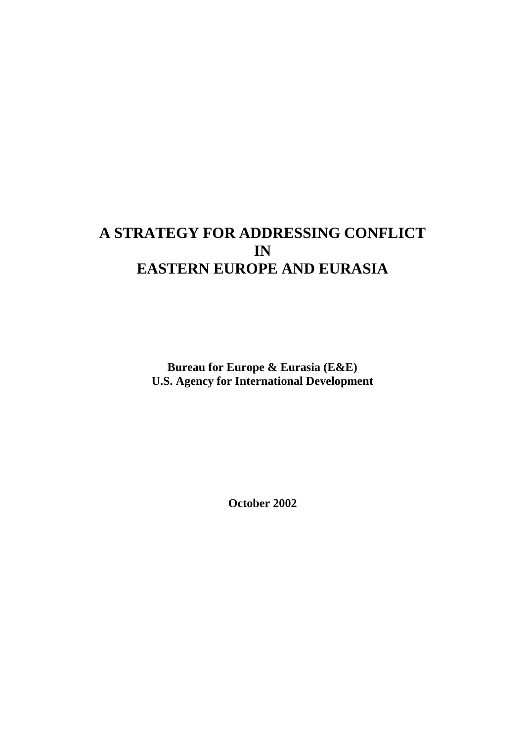# A STRATEGY FOR ADDRESSING CONFLICT IN EASTERN EUROPE AND EURASIA

**Bureau for Europe & Eurasia (E&E)**
**U.S. Agency for International Development**

**October 2002**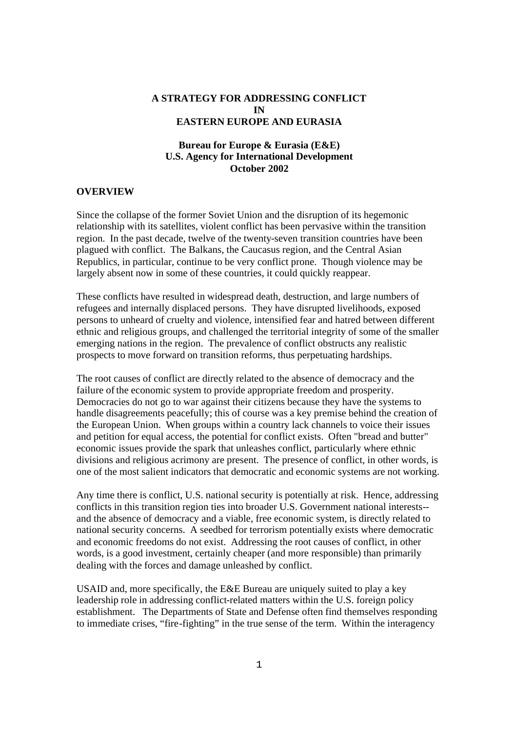**A STRATEGY FOR ADDRESSING CONFLICT IN EASTERN EUROPE AND EURASIA**

**Bureau for Europe & Eurasia (E&E)**
**U.S. Agency for International Development**
**October 2002**

## OVERVIEW

Since the collapse of the former Soviet Union and the disruption of its hegemonic relationship with its satellites, violent conflict has been pervasive within the transition region. In the past decade, twelve of the twenty-seven transition countries have been plagued with conflict. The Balkans, the Caucasus region, and the Central Asian Republics, in particular, continue to be very conflict prone. Though violence may be largely absent now in some of these countries, it could quickly reappear.

These conflicts have resulted in widespread death, destruction, and large numbers of refugees and internally displaced persons. They have disrupted livelihoods, exposed persons to unheard of cruelty and violence, intensified fear and hatred between different ethnic and religious groups, and challenged the territorial integrity of some of the smaller emerging nations in the region. The prevalence of conflict obstructs any realistic prospects to move forward on transition reforms, thus perpetuating hardships.

The root causes of conflict are directly related to the absence of democracy and the failure of the economic system to provide appropriate freedom and prosperity. Democracies do not go to war against their citizens because they have the systems to handle disagreements peacefully; this of course was a key premise behind the creation of the European Union. When groups within a country lack channels to voice their issues and petition for equal access, the potential for conflict exists. Often "bread and butter" economic issues provide the spark that unleashes conflict, particularly where ethnic divisions and religious acrimony are present. The presence of conflict, in other words, is one of the most salient indicators that democratic and economic systems are not working.

Any time there is conflict, U.S. national security is potentially at risk. Hence, addressing conflicts in this transition region ties into broader U.S. Government national interests--and the absence of democracy and a viable, free economic system, is directly related to national security concerns. A seedbed for terrorism potentially exists where democratic and economic freedoms do not exist. Addressing the root causes of conflict, in other words, is a good investment, certainly cheaper (and more responsible) than primarily dealing with the forces and damage unleashed by conflict.

USAID and, more specifically, the E&E Bureau are uniquely suited to play a key leadership role in addressing conflict-related matters within the U.S. foreign policy establishment. The Departments of State and Defense often find themselves responding to immediate crises, "fire-fighting" in the true sense of the term. Within the interagency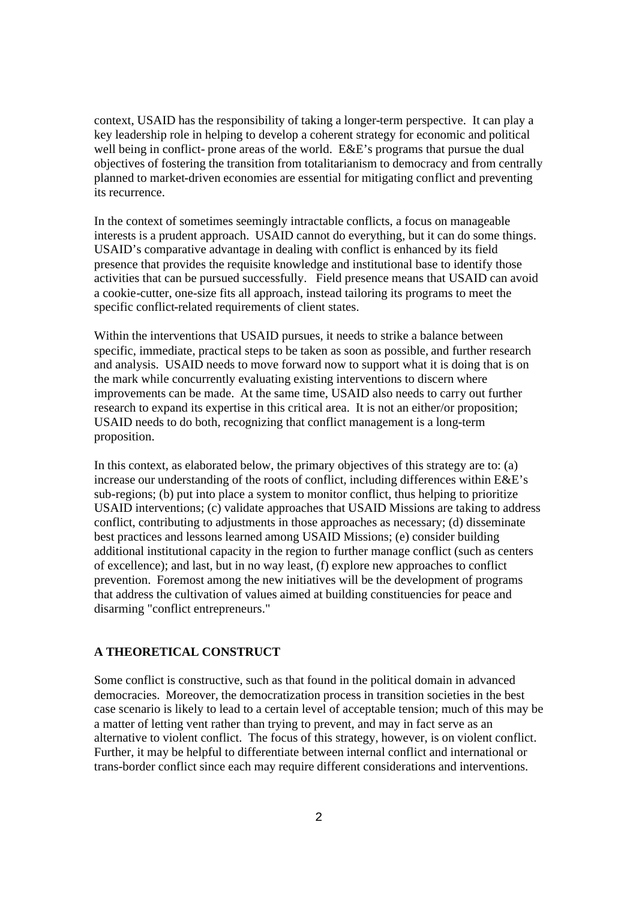context, USAID has the responsibility of taking a longer-term perspective. It can play a key leadership role in helping to develop a coherent strategy for economic and political well being in conflict- prone areas of the world. E&E's programs that pursue the dual objectives of fostering the transition from totalitarianism to democracy and from centrally planned to market-driven economies are essential for mitigating conflict and preventing its recurrence.

In the context of sometimes seemingly intractable conflicts, a focus on manageable interests is a prudent approach. USAID cannot do everything, but it can do some things. USAID's comparative advantage in dealing with conflict is enhanced by its field presence that provides the requisite knowledge and institutional base to identify those activities that can be pursued successfully. Field presence means that USAID can avoid a cookie-cutter, one-size fits all approach, instead tailoring its programs to meet the specific conflict-related requirements of client states.

Within the interventions that USAID pursues, it needs to strike a balance between specific, immediate, practical steps to be taken as soon as possible, and further research and analysis. USAID needs to move forward now to support what it is doing that is on the mark while concurrently evaluating existing interventions to discern where improvements can be made. At the same time, USAID also needs to carry out further research to expand its expertise in this critical area. It is not an either/or proposition; USAID needs to do both, recognizing that conflict management is a long-term proposition.

In this context, as elaborated below, the primary objectives of this strategy are to: (a) increase our understanding of the roots of conflict, including differences within E&E's sub-regions; (b) put into place a system to monitor conflict, thus helping to prioritize USAID interventions; (c) validate approaches that USAID Missions are taking to address conflict, contributing to adjustments in those approaches as necessary; (d) disseminate best practices and lessons learned among USAID Missions; (e) consider building additional institutional capacity in the region to further manage conflict (such as centers of excellence); and last, but in no way least, (f) explore new approaches to conflict prevention. Foremost among the new initiatives will be the development of programs that address the cultivation of values aimed at building constituencies for peace and disarming "conflict entrepreneurs."

## A THEORETICAL CONSTRUCT

Some conflict is constructive, such as that found in the political domain in advanced democracies. Moreover, the democratization process in transition societies in the best case scenario is likely to lead to a certain level of acceptable tension; much of this may be a matter of letting vent rather than trying to prevent, and may in fact serve as an alternative to violent conflict. The focus of this strategy, however, is on violent conflict. Further, it may be helpful to differentiate between internal conflict and international or trans-border conflict since each may require different considerations and interventions.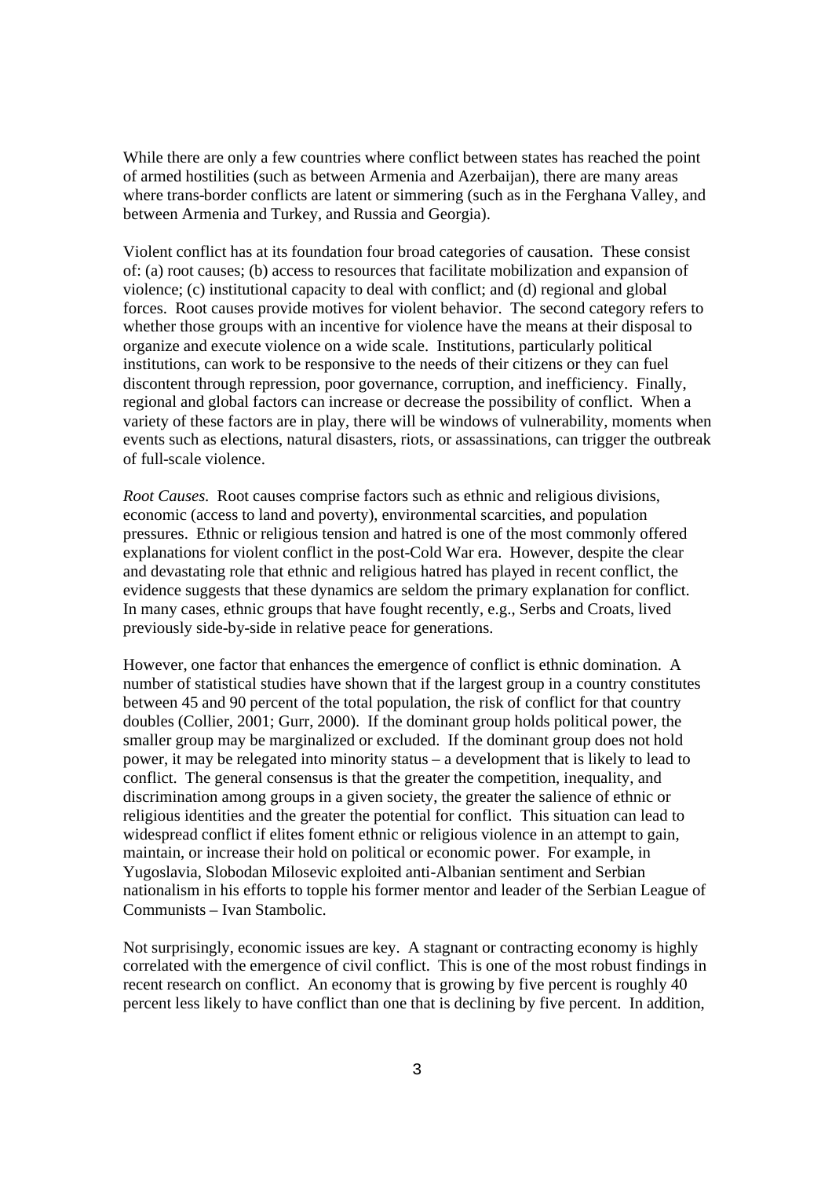While there are only a few countries where conflict between states has reached the point of armed hostilities (such as between Armenia and Azerbaijan), there are many areas where trans-border conflicts are latent or simmering (such as in the Ferghana Valley, and between Armenia and Turkey, and Russia and Georgia).

Violent conflict has at its foundation four broad categories of causation. These consist of: (a) root causes; (b) access to resources that facilitate mobilization and expansion of violence; (c) institutional capacity to deal with conflict; and (d) regional and global forces. Root causes provide motives for violent behavior. The second category refers to whether those groups with an incentive for violence have the means at their disposal to organize and execute violence on a wide scale. Institutions, particularly political institutions, can work to be responsive to the needs of their citizens or they can fuel discontent through repression, poor governance, corruption, and inefficiency. Finally, regional and global factors can increase or decrease the possibility of conflict. When a variety of these factors are in play, there will be windows of vulnerability, moments when events such as elections, natural disasters, riots, or assassinations, can trigger the outbreak of full-scale violence.

*Root Causes.* Root causes comprise factors such as ethnic and religious divisions, economic (access to land and poverty), environmental scarcities, and population pressures. Ethnic or religious tension and hatred is one of the most commonly offered explanations for violent conflict in the post-Cold War era. However, despite the clear and devastating role that ethnic and religious hatred has played in recent conflict, the evidence suggests that these dynamics are seldom the primary explanation for conflict. In many cases, ethnic groups that have fought recently, e.g., Serbs and Croats, lived previously side-by-side in relative peace for generations.

However, one factor that enhances the emergence of conflict is ethnic domination. A number of statistical studies have shown that if the largest group in a country constitutes between 45 and 90 percent of the total population, the risk of conflict for that country doubles (Collier, 2001; Gurr, 2000). If the dominant group holds political power, the smaller group may be marginalized or excluded. If the dominant group does not hold power, it may be relegated into minority status – a development that is likely to lead to conflict. The general consensus is that the greater the competition, inequality, and discrimination among groups in a given society, the greater the salience of ethnic or religious identities and the greater the potential for conflict. This situation can lead to widespread conflict if elites foment ethnic or religious violence in an attempt to gain, maintain, or increase their hold on political or economic power. For example, in Yugoslavia, Slobodan Milosevic exploited anti-Albanian sentiment and Serbian nationalism in his efforts to topple his former mentor and leader of the Serbian League of Communists – Ivan Stambolic.

Not surprisingly, economic issues are key. A stagnant or contracting economy is highly correlated with the emergence of civil conflict. This is one of the most robust findings in recent research on conflict. An economy that is growing by five percent is roughly 40 percent less likely to have conflict than one that is declining by five percent. In addition,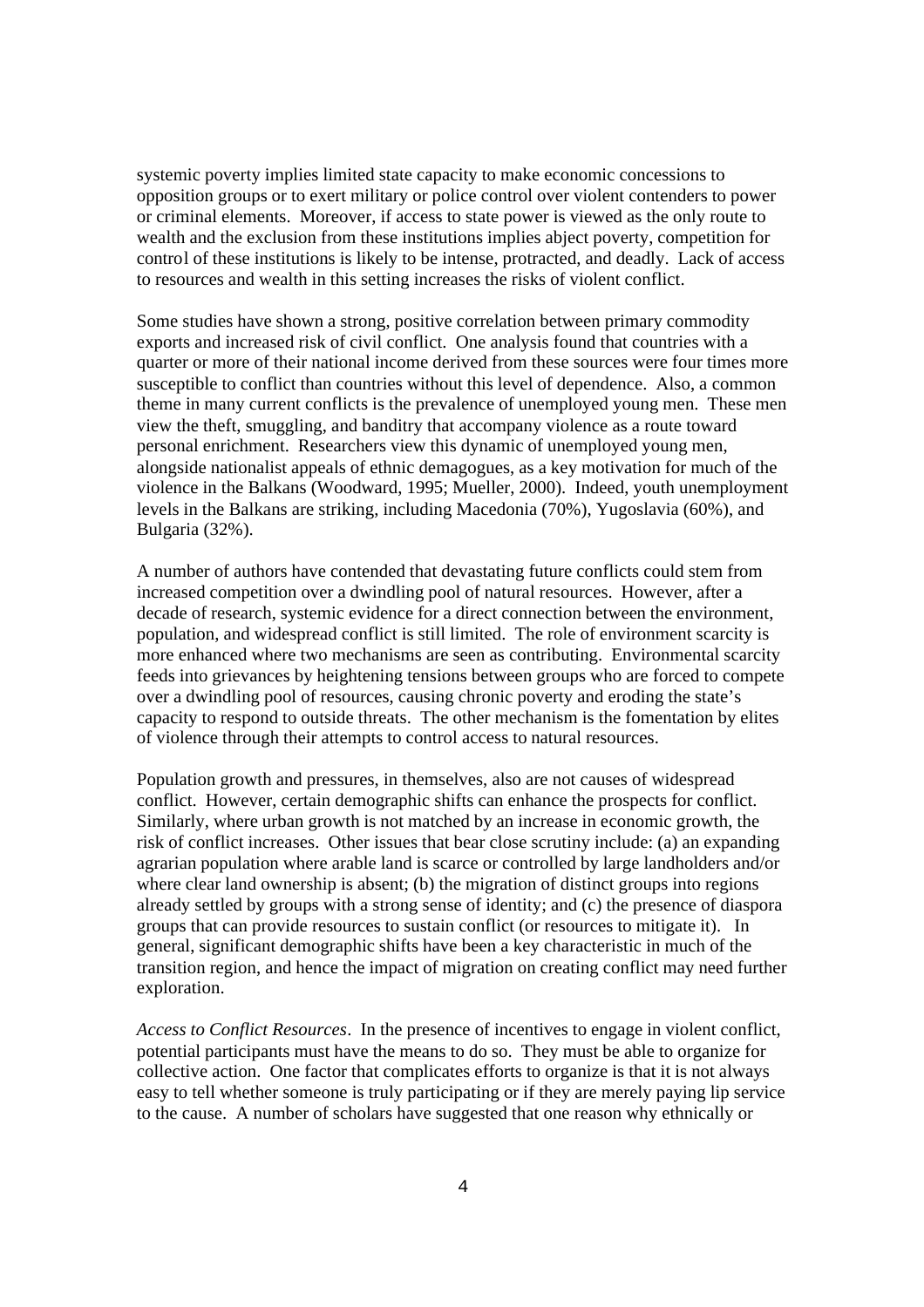systemic poverty implies limited state capacity to make economic concessions to opposition groups or to exert military or police control over violent contenders to power or criminal elements. Moreover, if access to state power is viewed as the only route to wealth and the exclusion from these institutions implies abject poverty, competition for control of these institutions is likely to be intense, protracted, and deadly. Lack of access to resources and wealth in this setting increases the risks of violent conflict.

Some studies have shown a strong, positive correlation between primary commodity exports and increased risk of civil conflict. One analysis found that countries with a quarter or more of their national income derived from these sources were four times more susceptible to conflict than countries without this level of dependence. Also, a common theme in many current conflicts is the prevalence of unemployed young men. These men view the theft, smuggling, and banditry that accompany violence as a route toward personal enrichment. Researchers view this dynamic of unemployed young men, alongside nationalist appeals of ethnic demagogues, as a key motivation for much of the violence in the Balkans (Woodward, 1995; Mueller, 2000). Indeed, youth unemployment levels in the Balkans are striking, including Macedonia (70%), Yugoslavia (60%), and Bulgaria (32%).

A number of authors have contended that devastating future conflicts could stem from increased competition over a dwindling pool of natural resources. However, after a decade of research, systemic evidence for a direct connection between the environment, population, and widespread conflict is still limited. The role of environment scarcity is more enhanced where two mechanisms are seen as contributing. Environmental scarcity feeds into grievances by heightening tensions between groups who are forced to compete over a dwindling pool of resources, causing chronic poverty and eroding the state's capacity to respond to outside threats. The other mechanism is the fomentation by elites of violence through their attempts to control access to natural resources.

Population growth and pressures, in themselves, also are not causes of widespread conflict. However, certain demographic shifts can enhance the prospects for conflict. Similarly, where urban growth is not matched by an increase in economic growth, the risk of conflict increases. Other issues that bear close scrutiny include: (a) an expanding agrarian population where arable land is scarce or controlled by large landholders and/or where clear land ownership is absent; (b) the migration of distinct groups into regions already settled by groups with a strong sense of identity; and (c) the presence of diaspora groups that can provide resources to sustain conflict (or resources to mitigate it). In general, significant demographic shifts have been a key characteristic in much of the transition region, and hence the impact of migration on creating conflict may need further exploration.

*Access to Conflict Resources*. In the presence of incentives to engage in violent conflict, potential participants must have the means to do so. They must be able to organize for collective action. One factor that complicates efforts to organize is that it is not always easy to tell whether someone is truly participating or if they are merely paying lip service to the cause. A number of scholars have suggested that one reason why ethnically or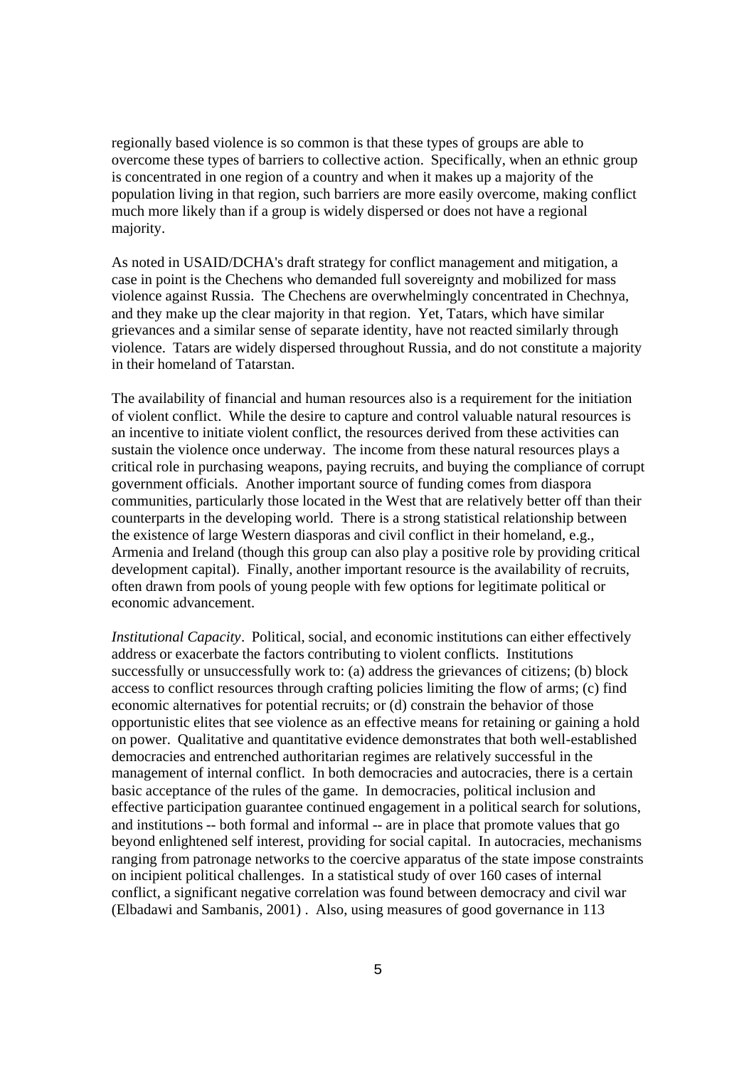regionally based violence is so common is that these types of groups are able to overcome these types of barriers to collective action. Specifically, when an ethnic group is concentrated in one region of a country and when it makes up a majority of the population living in that region, such barriers are more easily overcome, making conflict much more likely than if a group is widely dispersed or does not have a regional majority.

As noted in USAID/DCHA's draft strategy for conflict management and mitigation, a case in point is the Chechens who demanded full sovereignty and mobilized for mass violence against Russia. The Chechens are overwhelmingly concentrated in Chechnya, and they make up the clear majority in that region. Yet, Tatars, which have similar grievances and a similar sense of separate identity, have not reacted similarly through violence. Tatars are widely dispersed throughout Russia, and do not constitute a majority in their homeland of Tatarstan.

The availability of financial and human resources also is a requirement for the initiation of violent conflict. While the desire to capture and control valuable natural resources is an incentive to initiate violent conflict, the resources derived from these activities can sustain the violence once underway. The income from these natural resources plays a critical role in purchasing weapons, paying recruits, and buying the compliance of corrupt government officials. Another important source of funding comes from diaspora communities, particularly those located in the West that are relatively better off than their counterparts in the developing world. There is a strong statistical relationship between the existence of large Western diasporas and civil conflict in their homeland, e.g., Armenia and Ireland (though this group can also play a positive role by providing critical development capital). Finally, another important resource is the availability of recruits, often drawn from pools of young people with few options for legitimate political or economic advancement.

*Institutional Capacity*. Political, social, and economic institutions can either effectively address or exacerbate the factors contributing to violent conflicts. Institutions successfully or unsuccessfully work to: (a) address the grievances of citizens; (b) block access to conflict resources through crafting policies limiting the flow of arms; (c) find economic alternatives for potential recruits; or (d) constrain the behavior of those opportunistic elites that see violence as an effective means for retaining or gaining a hold on power. Qualitative and quantitative evidence demonstrates that both well-established democracies and entrenched authoritarian regimes are relatively successful in the management of internal conflict. In both democracies and autocracies, there is a certain basic acceptance of the rules of the game. In democracies, political inclusion and effective participation guarantee continued engagement in a political search for solutions, and institutions -- both formal and informal -- are in place that promote values that go beyond enlightened self interest, providing for social capital. In autocracies, mechanisms ranging from patronage networks to the coercive apparatus of the state impose constraints on incipient political challenges. In a statistical study of over 160 cases of internal conflict, a significant negative correlation was found between democracy and civil war (Elbadawi and Sambanis, 2001) . Also, using measures of good governance in 113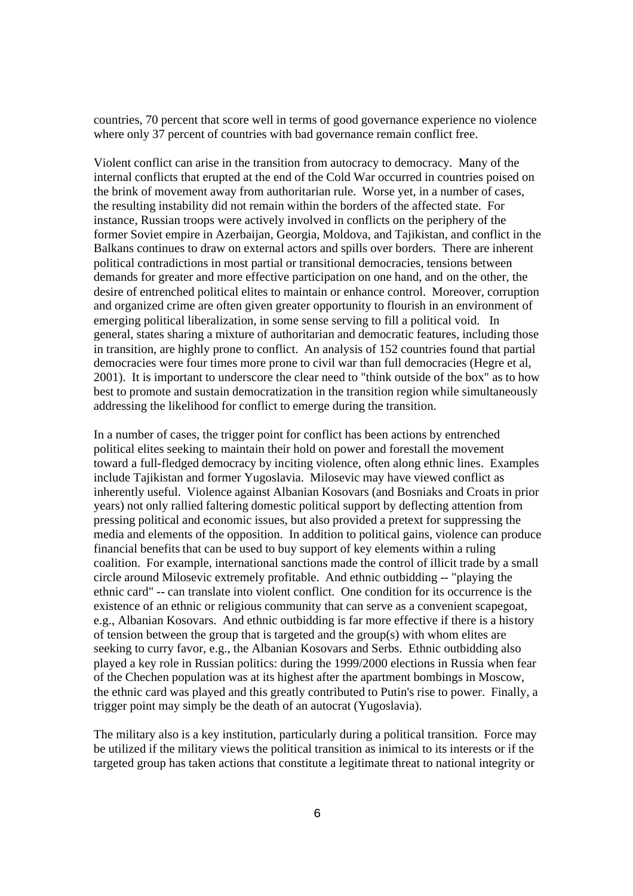countries, 70 percent that score well in terms of good governance experience no violence where only 37 percent of countries with bad governance remain conflict free.

Violent conflict can arise in the transition from autocracy to democracy. Many of the internal conflicts that erupted at the end of the Cold War occurred in countries poised on the brink of movement away from authoritarian rule. Worse yet, in a number of cases, the resulting instability did not remain within the borders of the affected state. For instance, Russian troops were actively involved in conflicts on the periphery of the former Soviet empire in Azerbaijan, Georgia, Moldova, and Tajikistan, and conflict in the Balkans continues to draw on external actors and spills over borders. There are inherent political contradictions in most partial or transitional democracies, tensions between demands for greater and more effective participation on one hand, and on the other, the desire of entrenched political elites to maintain or enhance control. Moreover, corruption and organized crime are often given greater opportunity to flourish in an environment of emerging political liberalization, in some sense serving to fill a political void. In general, states sharing a mixture of authoritarian and democratic features, including those in transition, are highly prone to conflict. An analysis of 152 countries found that partial democracies were four times more prone to civil war than full democracies (Hegre et al, 2001). It is important to underscore the clear need to "think outside of the box" as to how best to promote and sustain democratization in the transition region while simultaneously addressing the likelihood for conflict to emerge during the transition.

In a number of cases, the trigger point for conflict has been actions by entrenched political elites seeking to maintain their hold on power and forestall the movement toward a full-fledged democracy by inciting violence, often along ethnic lines. Examples include Tajikistan and former Yugoslavia. Milosevic may have viewed conflict as inherently useful. Violence against Albanian Kosovars (and Bosniaks and Croats in prior years) not only rallied faltering domestic political support by deflecting attention from pressing political and economic issues, but also provided a pretext for suppressing the media and elements of the opposition. In addition to political gains, violence can produce financial benefits that can be used to buy support of key elements within a ruling coalition. For example, international sanctions made the control of illicit trade by a small circle around Milosevic extremely profitable. And ethnic outbidding -- "playing the ethnic card" -- can translate into violent conflict. One condition for its occurrence is the existence of an ethnic or religious community that can serve as a convenient scapegoat, e.g., Albanian Kosovars. And ethnic outbidding is far more effective if there is a history of tension between the group that is targeted and the group(s) with whom elites are seeking to curry favor, e.g., the Albanian Kosovars and Serbs. Ethnic outbidding also played a key role in Russian politics: during the 1999/2000 elections in Russia when fear of the Chechen population was at its highest after the apartment bombings in Moscow, the ethnic card was played and this greatly contributed to Putin's rise to power. Finally, a trigger point may simply be the death of an autocrat (Yugoslavia).

The military also is a key institution, particularly during a political transition. Force may be utilized if the military views the political transition as inimical to its interests or if the targeted group has taken actions that constitute a legitimate threat to national integrity or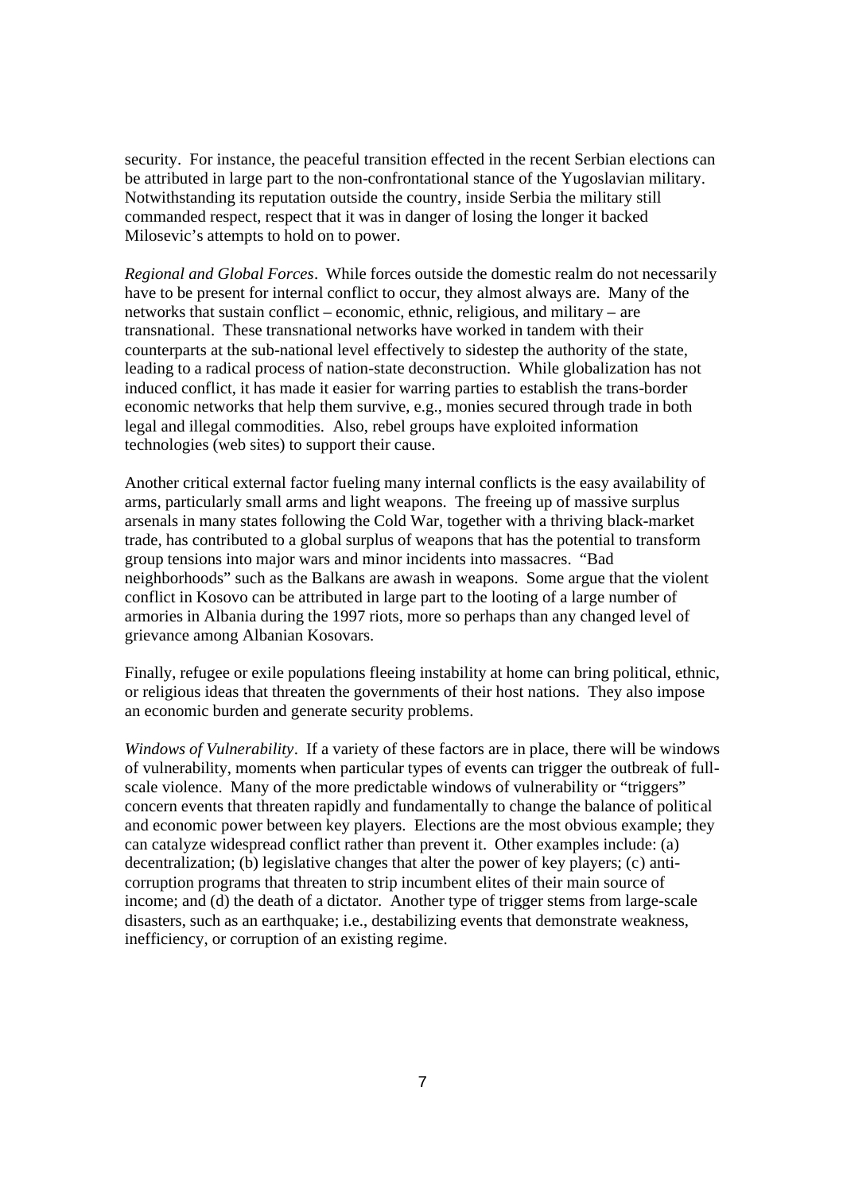security. For instance, the peaceful transition effected in the recent Serbian elections can be attributed in large part to the non-confrontational stance of the Yugoslavian military. Notwithstanding its reputation outside the country, inside Serbia the military still commanded respect, respect that it was in danger of losing the longer it backed Milosevic's attempts to hold on to power.

*Regional and Global Forces*. While forces outside the domestic realm do not necessarily have to be present for internal conflict to occur, they almost always are. Many of the networks that sustain conflict – economic, ethnic, religious, and military – are transnational. These transnational networks have worked in tandem with their counterparts at the sub-national level effectively to sidestep the authority of the state, leading to a radical process of nation-state deconstruction. While globalization has not induced conflict, it has made it easier for warring parties to establish the trans-border economic networks that help them survive, e.g., monies secured through trade in both legal and illegal commodities. Also, rebel groups have exploited information technologies (web sites) to support their cause.

Another critical external factor fueling many internal conflicts is the easy availability of arms, particularly small arms and light weapons. The freeing up of massive surplus arsenals in many states following the Cold War, together with a thriving black-market trade, has contributed to a global surplus of weapons that has the potential to transform group tensions into major wars and minor incidents into massacres. "Bad neighborhoods" such as the Balkans are awash in weapons. Some argue that the violent conflict in Kosovo can be attributed in large part to the looting of a large number of armories in Albania during the 1997 riots, more so perhaps than any changed level of grievance among Albanian Kosovars.

Finally, refugee or exile populations fleeing instability at home can bring political, ethnic, or religious ideas that threaten the governments of their host nations. They also impose an economic burden and generate security problems.

*Windows of Vulnerability*. If a variety of these factors are in place, there will be windows of vulnerability, moments when particular types of events can trigger the outbreak of full-scale violence. Many of the more predictable windows of vulnerability or "triggers" concern events that threaten rapidly and fundamentally to change the balance of political and economic power between key players. Elections are the most obvious example; they can catalyze widespread conflict rather than prevent it. Other examples include: (a) decentralization; (b) legislative changes that alter the power of key players; (c) anti-corruption programs that threaten to strip incumbent elites of their main source of income; and (d) the death of a dictator. Another type of trigger stems from large-scale disasters, such as an earthquake; i.e., destabilizing events that demonstrate weakness, inefficiency, or corruption of an existing regime.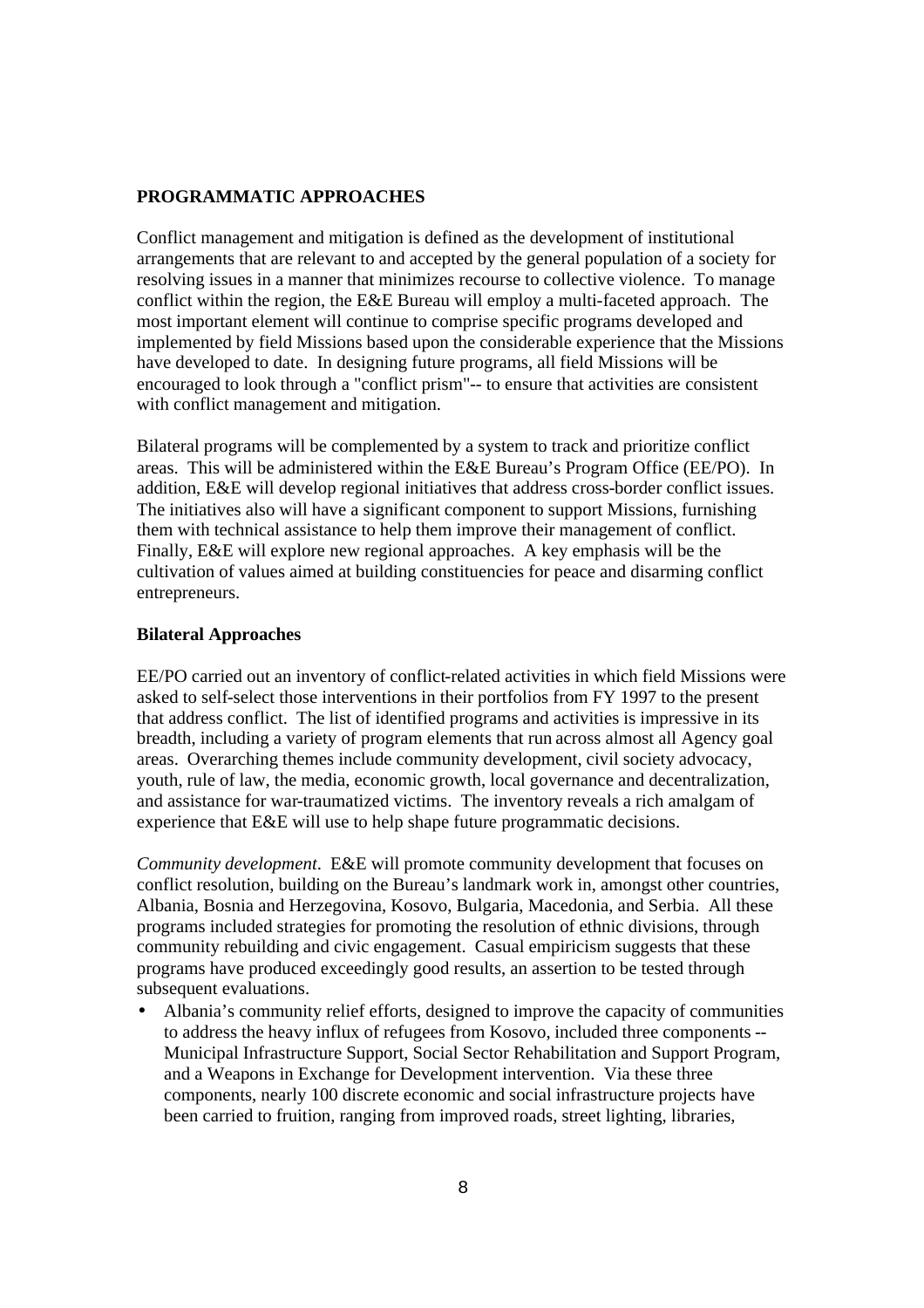## PROGRAMMATIC APPROACHES

Conflict management and mitigation is defined as the development of institutional arrangements that are relevant to and accepted by the general population of a society for resolving issues in a manner that minimizes recourse to collective violence. To manage conflict within the region, the E&E Bureau will employ a multi-faceted approach. The most important element will continue to comprise specific programs developed and implemented by field Missions based upon the considerable experience that the Missions have developed to date. In designing future programs, all field Missions will be encouraged to look through a "conflict prism"-- to ensure that activities are consistent with conflict management and mitigation.

Bilateral programs will be complemented by a system to track and prioritize conflict areas. This will be administered within the E&E Bureau's Program Office (EE/PO). In addition, E&E will develop regional initiatives that address cross-border conflict issues. The initiatives also will have a significant component to support Missions, furnishing them with technical assistance to help them improve their management of conflict. Finally, E&E will explore new regional approaches. A key emphasis will be the cultivation of values aimed at building constituencies for peace and disarming conflict entrepreneurs.

### Bilateral Approaches

EE/PO carried out an inventory of conflict-related activities in which field Missions were asked to self-select those interventions in their portfolios from FY 1997 to the present that address conflict. The list of identified programs and activities is impressive in its breadth, including a variety of program elements that run across almost all Agency goal areas. Overarching themes include community development, civil society advocacy, youth, rule of law, the media, economic growth, local governance and decentralization, and assistance for war-traumatized victims. The inventory reveals a rich amalgam of experience that E&E will use to help shape future programmatic decisions.

*Community development*. E&E will promote community development that focuses on conflict resolution, building on the Bureau's landmark work in, amongst other countries, Albania, Bosnia and Herzegovina, Kosovo, Bulgaria, Macedonia, and Serbia. All these programs included strategies for promoting the resolution of ethnic divisions, through community rebuilding and civic engagement. Casual empiricism suggests that these programs have produced exceedingly good results, an assertion to be tested through subsequent evaluations.

- Albania's community relief efforts, designed to improve the capacity of communities to address the heavy influx of refugees from Kosovo, included three components -- Municipal Infrastructure Support, Social Sector Rehabilitation and Support Program, and a Weapons in Exchange for Development intervention. Via these three components, nearly 100 discrete economic and social infrastructure projects have been carried to fruition, ranging from improved roads, street lighting, libraries,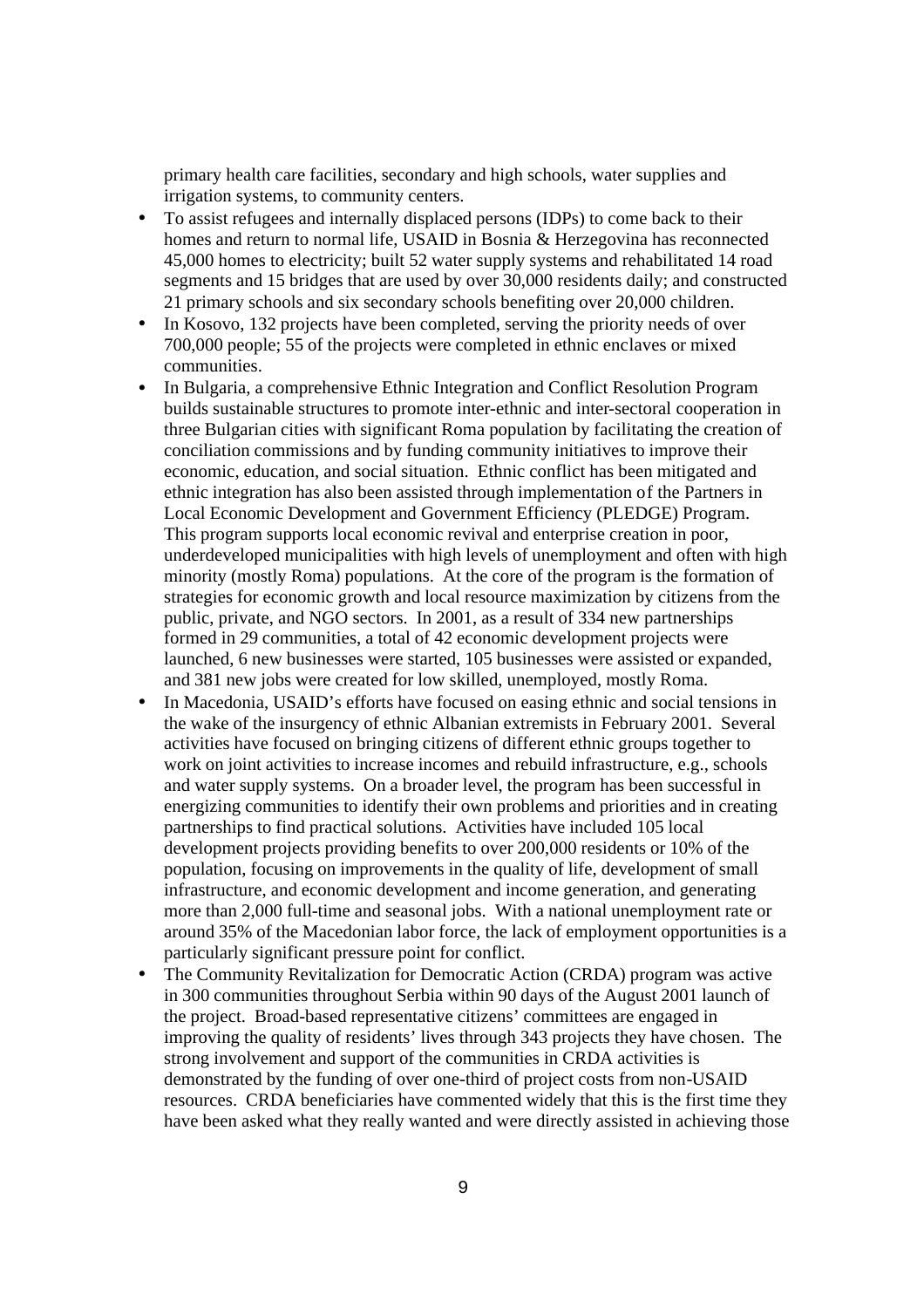primary health care facilities, secondary and high schools, water supplies and irrigation systems, to community centers.

- To assist refugees and internally displaced persons (IDPs) to come back to their homes and return to normal life, USAID in Bosnia & Herzegovina has reconnected 45,000 homes to electricity; built 52 water supply systems and rehabilitated 14 road segments and 15 bridges that are used by over 30,000 residents daily; and constructed 21 primary schools and six secondary schools benefiting over 20,000 children.
- In Kosovo, 132 projects have been completed, serving the priority needs of over 700,000 people; 55 of the projects were completed in ethnic enclaves or mixed communities.
- In Bulgaria, a comprehensive Ethnic Integration and Conflict Resolution Program builds sustainable structures to promote inter-ethnic and inter-sectoral cooperation in three Bulgarian cities with significant Roma population by facilitating the creation of conciliation commissions and by funding community initiatives to improve their economic, education, and social situation. Ethnic conflict has been mitigated and ethnic integration has also been assisted through implementation of the Partners in Local Economic Development and Government Efficiency (PLEDGE) Program. This program supports local economic revival and enterprise creation in poor, underdeveloped municipalities with high levels of unemployment and often with high minority (mostly Roma) populations. At the core of the program is the formation of strategies for economic growth and local resource maximization by citizens from the public, private, and NGO sectors. In 2001, as a result of 334 new partnerships formed in 29 communities, a total of 42 economic development projects were launched, 6 new businesses were started, 105 businesses were assisted or expanded, and 381 new jobs were created for low skilled, unemployed, mostly Roma.
- In Macedonia, USAID's efforts have focused on easing ethnic and social tensions in the wake of the insurgency of ethnic Albanian extremists in February 2001. Several activities have focused on bringing citizens of different ethnic groups together to work on joint activities to increase incomes and rebuild infrastructure, e.g., schools and water supply systems. On a broader level, the program has been successful in energizing communities to identify their own problems and priorities and in creating partnerships to find practical solutions. Activities have included 105 local development projects providing benefits to over 200,000 residents or 10% of the population, focusing on improvements in the quality of life, development of small infrastructure, and economic development and income generation, and generating more than 2,000 full-time and seasonal jobs. With a national unemployment rate or around 35% of the Macedonian labor force, the lack of employment opportunities is a particularly significant pressure point for conflict.
- The Community Revitalization for Democratic Action (CRDA) program was active in 300 communities throughout Serbia within 90 days of the August 2001 launch of the project. Broad-based representative citizens' committees are engaged in improving the quality of residents' lives through 343 projects they have chosen. The strong involvement and support of the communities in CRDA activities is demonstrated by the funding of over one-third of project costs from non-USAID resources. CRDA beneficiaries have commented widely that this is the first time they have been asked what they really wanted and were directly assisted in achieving those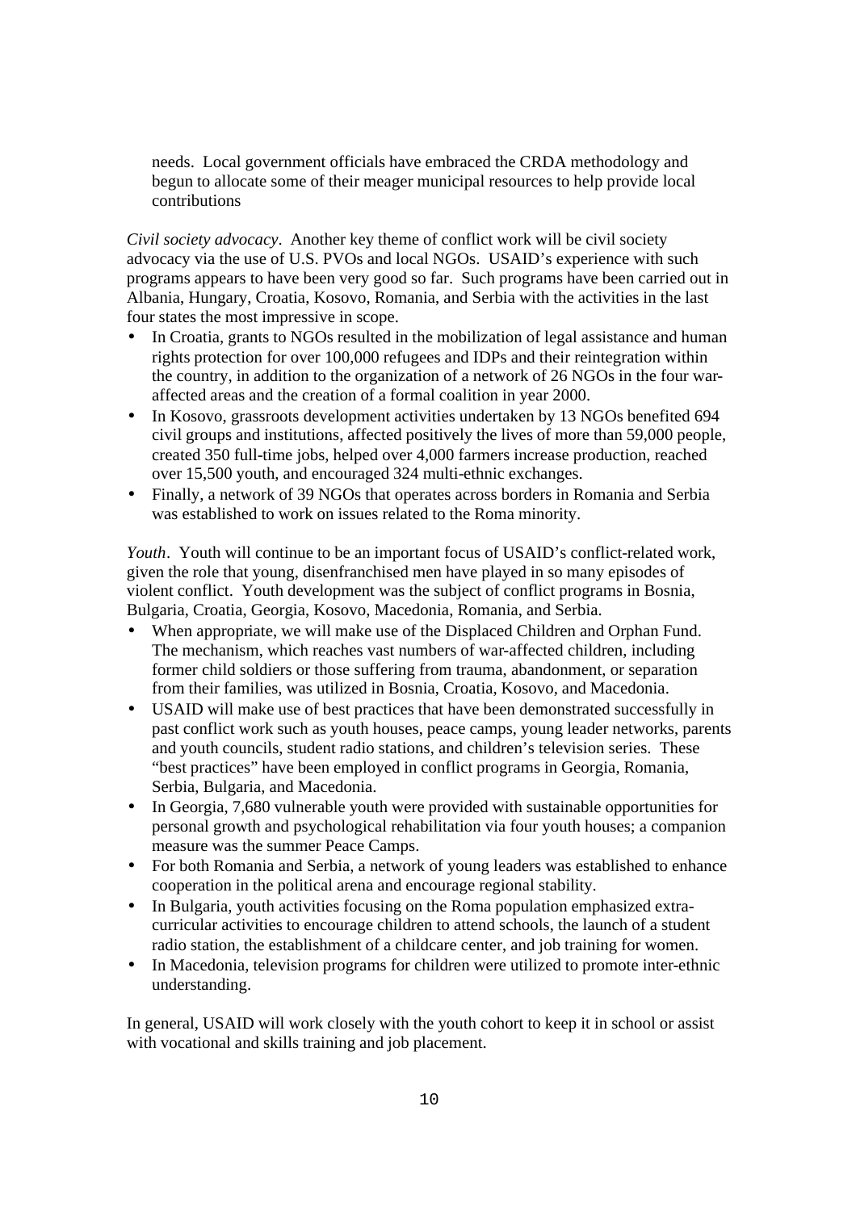needs. Local government officials have embraced the CRDA methodology and begun to allocate some of their meager municipal resources to help provide local contributions

*Civil society advocacy*. Another key theme of conflict work will be civil society advocacy via the use of U.S. PVOs and local NGOs. USAID's experience with such programs appears to have been very good so far. Such programs have been carried out in Albania, Hungary, Croatia, Kosovo, Romania, and Serbia with the activities in the last four states the most impressive in scope.

- In Croatia, grants to NGOs resulted in the mobilization of legal assistance and human rights protection for over 100,000 refugees and IDPs and their reintegration within the country, in addition to the organization of a network of 26 NGOs in the four war-affected areas and the creation of a formal coalition in year 2000.
- In Kosovo, grassroots development activities undertaken by 13 NGOs benefited 694 civil groups and institutions, affected positively the lives of more than 59,000 people, created 350 full-time jobs, helped over 4,000 farmers increase production, reached over 15,500 youth, and encouraged 324 multi-ethnic exchanges.
- Finally, a network of 39 NGOs that operates across borders in Romania and Serbia was established to work on issues related to the Roma minority.

*Youth*. Youth will continue to be an important focus of USAID's conflict-related work, given the role that young, disenfranchised men have played in so many episodes of violent conflict. Youth development was the subject of conflict programs in Bosnia, Bulgaria, Croatia, Georgia, Kosovo, Macedonia, Romania, and Serbia.

- When appropriate, we will make use of the Displaced Children and Orphan Fund. The mechanism, which reaches vast numbers of war-affected children, including former child soldiers or those suffering from trauma, abandonment, or separation from their families, was utilized in Bosnia, Croatia, Kosovo, and Macedonia.
- USAID will make use of best practices that have been demonstrated successfully in past conflict work such as youth houses, peace camps, young leader networks, parents and youth councils, student radio stations, and children's television series. These "best practices" have been employed in conflict programs in Georgia, Romania, Serbia, Bulgaria, and Macedonia.
- In Georgia, 7,680 vulnerable youth were provided with sustainable opportunities for personal growth and psychological rehabilitation via four youth houses; a companion measure was the summer Peace Camps.
- For both Romania and Serbia, a network of young leaders was established to enhance cooperation in the political arena and encourage regional stability.
- In Bulgaria, youth activities focusing on the Roma population emphasized extra-curricular activities to encourage children to attend schools, the launch of a student radio station, the establishment of a childcare center, and job training for women.
- In Macedonia, television programs for children were utilized to promote inter-ethnic understanding.

In general, USAID will work closely with the youth cohort to keep it in school or assist with vocational and skills training and job placement.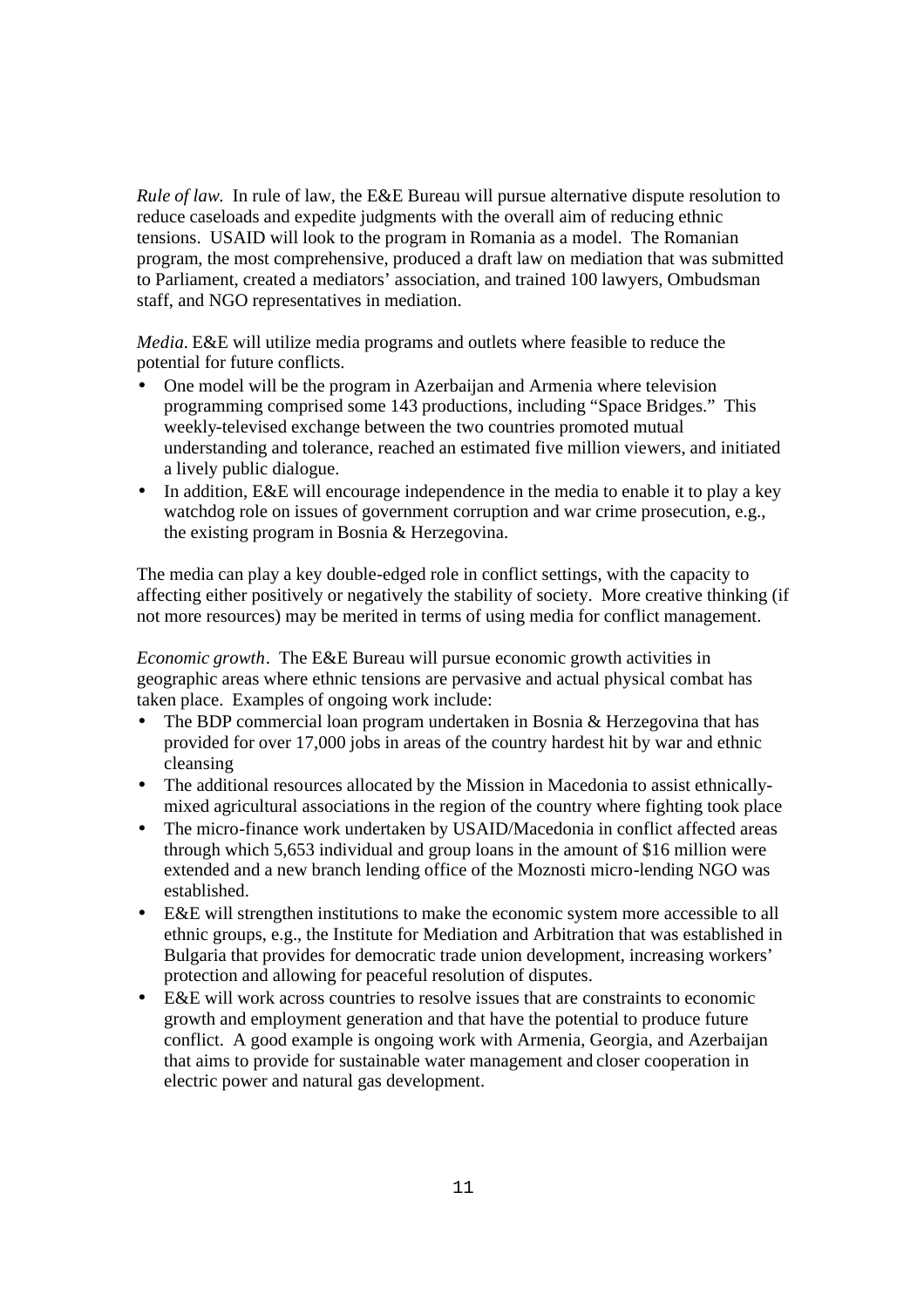*Rule of law.* In rule of law, the E&E Bureau will pursue alternative dispute resolution to reduce caseloads and expedite judgments with the overall aim of reducing ethnic tensions. USAID will look to the program in Romania as a model. The Romanian program, the most comprehensive, produced a draft law on mediation that was submitted to Parliament, created a mediators' association, and trained 100 lawyers, Ombudsman staff, and NGO representatives in mediation.

*Media.* E&E will utilize media programs and outlets where feasible to reduce the potential for future conflicts.

- One model will be the program in Azerbaijan and Armenia where television programming comprised some 143 productions, including "Space Bridges." This weekly-televised exchange between the two countries promoted mutual understanding and tolerance, reached an estimated five million viewers, and initiated a lively public dialogue.
- In addition, E&E will encourage independence in the media to enable it to play a key watchdog role on issues of government corruption and war crime prosecution, e.g., the existing program in Bosnia & Herzegovina.

The media can play a key double-edged role in conflict settings, with the capacity to affecting either positively or negatively the stability of society. More creative thinking (if not more resources) may be merited in terms of using media for conflict management.

*Economic growth*. The E&E Bureau will pursue economic growth activities in geographic areas where ethnic tensions are pervasive and actual physical combat has taken place. Examples of ongoing work include:

- The BDP commercial loan program undertaken in Bosnia & Herzegovina that has provided for over 17,000 jobs in areas of the country hardest hit by war and ethnic cleansing
- The additional resources allocated by the Mission in Macedonia to assist ethnically-mixed agricultural associations in the region of the country where fighting took place
- The micro-finance work undertaken by USAID/Macedonia in conflict affected areas through which 5,653 individual and group loans in the amount of $16 million were extended and a new branch lending office of the Moznosti micro-lending NGO was established.
- E&E will strengthen institutions to make the economic system more accessible to all ethnic groups, e.g., the Institute for Mediation and Arbitration that was established in Bulgaria that provides for democratic trade union development, increasing workers' protection and allowing for peaceful resolution of disputes.
- E&E will work across countries to resolve issues that are constraints to economic growth and employment generation and that have the potential to produce future conflict. A good example is ongoing work with Armenia, Georgia, and Azerbaijan that aims to provide for sustainable water management and closer cooperation in electric power and natural gas development.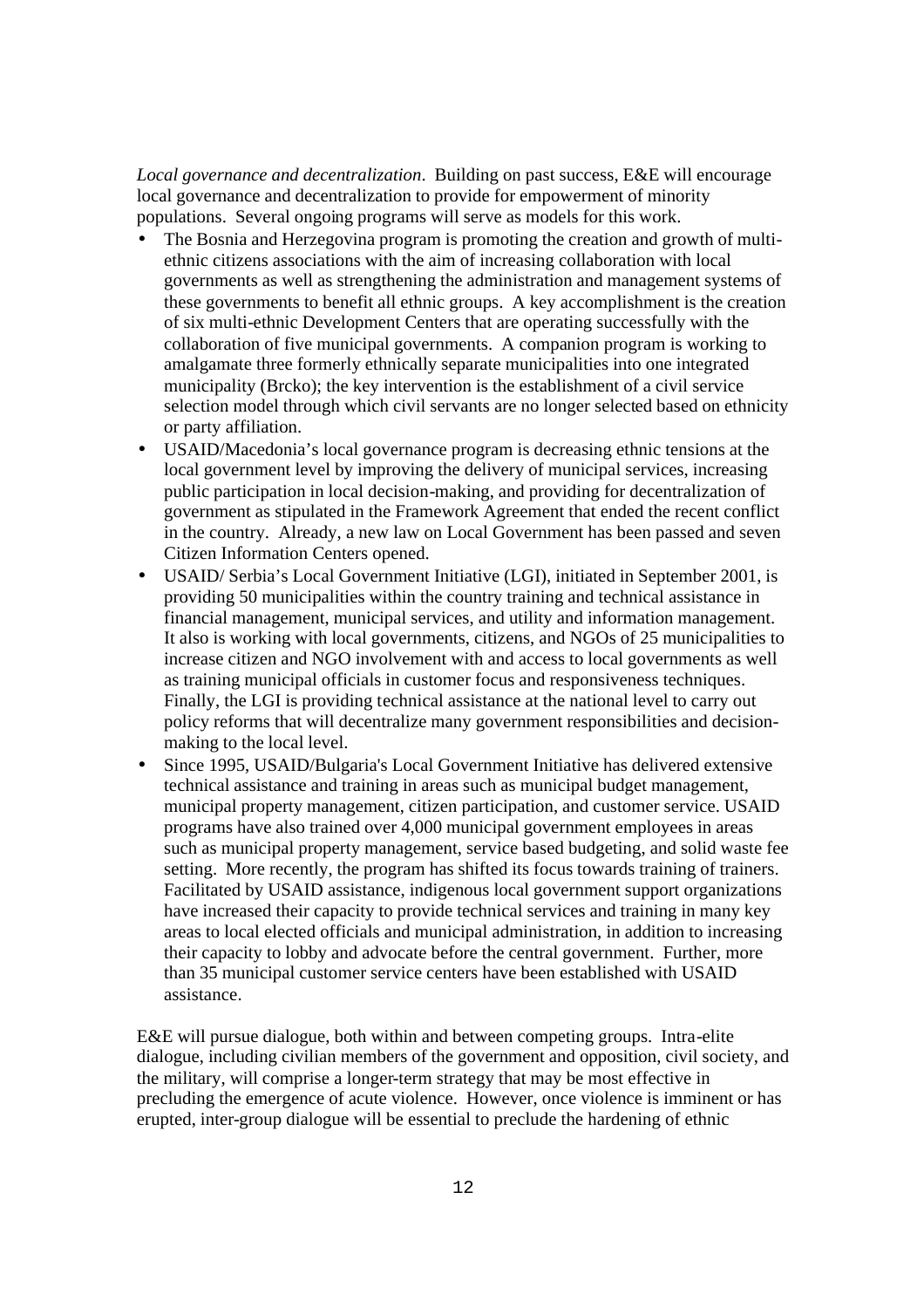*Local governance and decentralization*. Building on past success, E&E will encourage local governance and decentralization to provide for empowerment of minority populations. Several ongoing programs will serve as models for this work.

- The Bosnia and Herzegovina program is promoting the creation and growth of multi-ethnic citizens associations with the aim of increasing collaboration with local governments as well as strengthening the administration and management systems of these governments to benefit all ethnic groups. A key accomplishment is the creation of six multi-ethnic Development Centers that are operating successfully with the collaboration of five municipal governments. A companion program is working to amalgamate three formerly ethnically separate municipalities into one integrated municipality (Brcko); the key intervention is the establishment of a civil service selection model through which civil servants are no longer selected based on ethnicity or party affiliation.
- USAID/Macedonia's local governance program is decreasing ethnic tensions at the local government level by improving the delivery of municipal services, increasing public participation in local decision-making, and providing for decentralization of government as stipulated in the Framework Agreement that ended the recent conflict in the country. Already, a new law on Local Government has been passed and seven Citizen Information Centers opened.
- USAID/ Serbia's Local Government Initiative (LGI), initiated in September 2001, is providing 50 municipalities within the country training and technical assistance in financial management, municipal services, and utility and information management. It also is working with local governments, citizens, and NGOs of 25 municipalities to increase citizen and NGO involvement with and access to local governments as well as training municipal officials in customer focus and responsiveness techniques. Finally, the LGI is providing technical assistance at the national level to carry out policy reforms that will decentralize many government responsibilities and decision-making to the local level.
- Since 1995, USAID/Bulgaria's Local Government Initiative has delivered extensive technical assistance and training in areas such as municipal budget management, municipal property management, citizen participation, and customer service. USAID programs have also trained over 4,000 municipal government employees in areas such as municipal property management, service based budgeting, and solid waste fee setting. More recently, the program has shifted its focus towards training of trainers. Facilitated by USAID assistance, indigenous local government support organizations have increased their capacity to provide technical services and training in many key areas to local elected officials and municipal administration, in addition to increasing their capacity to lobby and advocate before the central government. Further, more than 35 municipal customer service centers have been established with USAID assistance.

E&E will pursue dialogue, both within and between competing groups. Intra-elite dialogue, including civilian members of the government and opposition, civil society, and the military, will comprise a longer-term strategy that may be most effective in precluding the emergence of acute violence. However, once violence is imminent or has erupted, inter-group dialogue will be essential to preclude the hardening of ethnic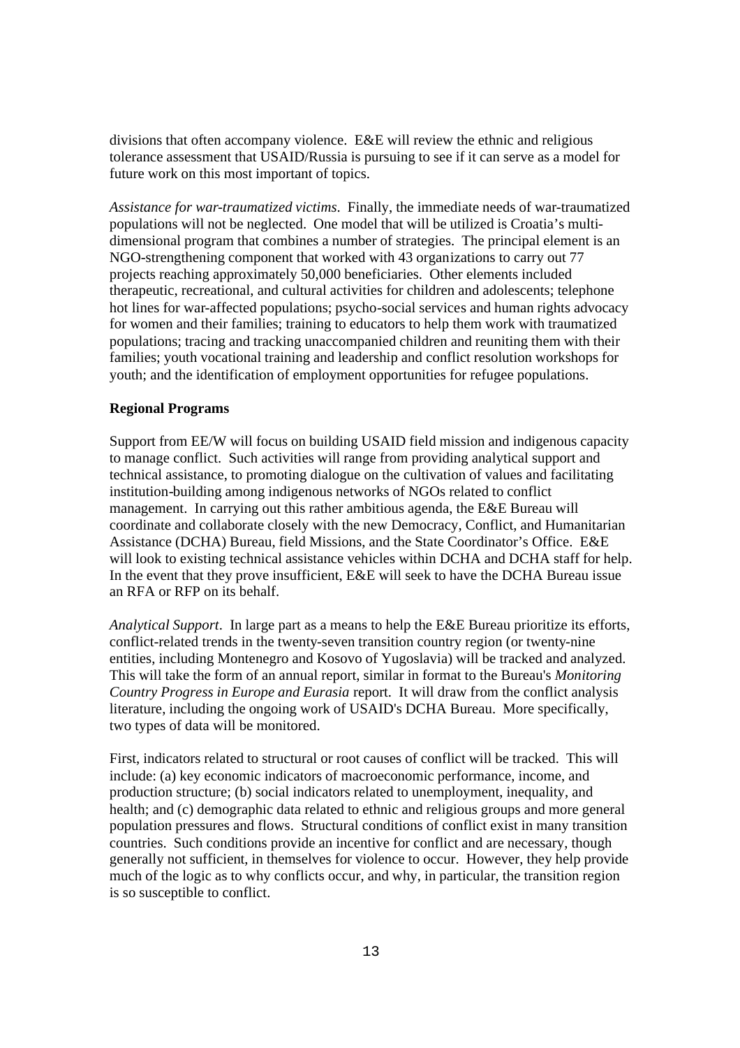divisions that often accompany violence. E&E will review the ethnic and religious tolerance assessment that USAID/Russia is pursuing to see if it can serve as a model for future work on this most important of topics.

*Assistance for war-traumatized victims*. Finally, the immediate needs of war-traumatized populations will not be neglected. One model that will be utilized is Croatia's multi-dimensional program that combines a number of strategies. The principal element is an NGO-strengthening component that worked with 43 organizations to carry out 77 projects reaching approximately 50,000 beneficiaries. Other elements included therapeutic, recreational, and cultural activities for children and adolescents; telephone hot lines for war-affected populations; psycho-social services and human rights advocacy for women and their families; training to educators to help them work with traumatized populations; tracing and tracking unaccompanied children and reuniting them with their families; youth vocational training and leadership and conflict resolution workshops for youth; and the identification of employment opportunities for refugee populations.

**Regional Programs**

Support from EE/W will focus on building USAID field mission and indigenous capacity to manage conflict. Such activities will range from providing analytical support and technical assistance, to promoting dialogue on the cultivation of values and facilitating institution-building among indigenous networks of NGOs related to conflict management. In carrying out this rather ambitious agenda, the E&E Bureau will coordinate and collaborate closely with the new Democracy, Conflict, and Humanitarian Assistance (DCHA) Bureau, field Missions, and the State Coordinator's Office. E&E will look to existing technical assistance vehicles within DCHA and DCHA staff for help. In the event that they prove insufficient, E&E will seek to have the DCHA Bureau issue an RFA or RFP on its behalf.

*Analytical Support*. In large part as a means to help the E&E Bureau prioritize its efforts, conflict-related trends in the twenty-seven transition country region (or twenty-nine entities, including Montenegro and Kosovo of Yugoslavia) will be tracked and analyzed. This will take the form of an annual report, similar in format to the Bureau's *Monitoring Country Progress in Europe and Eurasia* report. It will draw from the conflict analysis literature, including the ongoing work of USAID's DCHA Bureau. More specifically, two types of data will be monitored.

First, indicators related to structural or root causes of conflict will be tracked. This will include: (a) key economic indicators of macroeconomic performance, income, and production structure; (b) social indicators related to unemployment, inequality, and health; and (c) demographic data related to ethnic and religious groups and more general population pressures and flows. Structural conditions of conflict exist in many transition countries. Such conditions provide an incentive for conflict and are necessary, though generally not sufficient, in themselves for violence to occur. However, they help provide much of the logic as to why conflicts occur, and why, in particular, the transition region is so susceptible to conflict.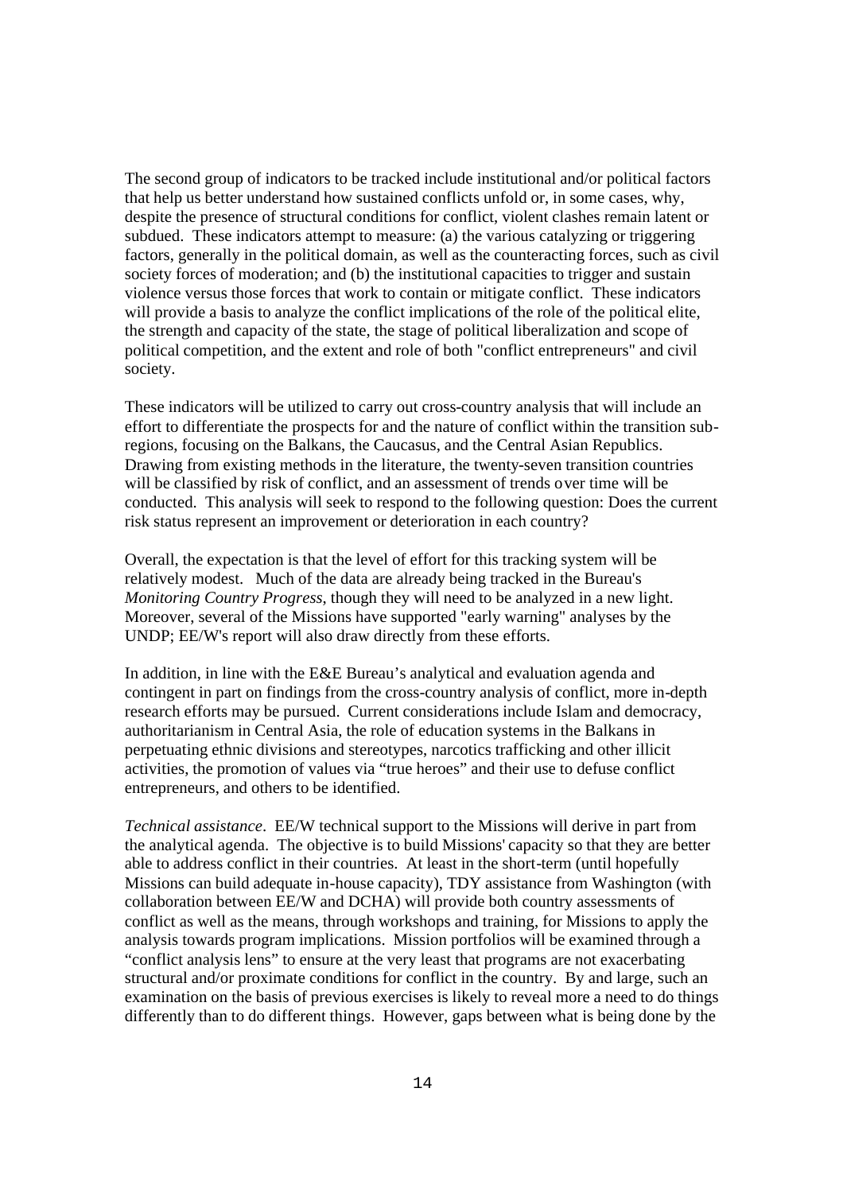The second group of indicators to be tracked include institutional and/or political factors that help us better understand how sustained conflicts unfold or, in some cases, why, despite the presence of structural conditions for conflict, violent clashes remain latent or subdued. These indicators attempt to measure: (a) the various catalyzing or triggering factors, generally in the political domain, as well as the counteracting forces, such as civil society forces of moderation; and (b) the institutional capacities to trigger and sustain violence versus those forces that work to contain or mitigate conflict. These indicators will provide a basis to analyze the conflict implications of the role of the political elite, the strength and capacity of the state, the stage of political liberalization and scope of political competition, and the extent and role of both "conflict entrepreneurs" and civil society.

These indicators will be utilized to carry out cross-country analysis that will include an effort to differentiate the prospects for and the nature of conflict within the transition sub-regions, focusing on the Balkans, the Caucasus, and the Central Asian Republics. Drawing from existing methods in the literature, the twenty-seven transition countries will be classified by risk of conflict, and an assessment of trends over time will be conducted. This analysis will seek to respond to the following question: Does the current risk status represent an improvement or deterioration in each country?

Overall, the expectation is that the level of effort for this tracking system will be relatively modest. Much of the data are already being tracked in the Bureau's *Monitoring Country Progress*, though they will need to be analyzed in a new light. Moreover, several of the Missions have supported "early warning" analyses by the UNDP; EE/W's report will also draw directly from these efforts.

In addition, in line with the E&E Bureau's analytical and evaluation agenda and contingent in part on findings from the cross-country analysis of conflict, more in-depth research efforts may be pursued. Current considerations include Islam and democracy, authoritarianism in Central Asia, the role of education systems in the Balkans in perpetuating ethnic divisions and stereotypes, narcotics trafficking and other illicit activities, the promotion of values via "true heroes" and their use to defuse conflict entrepreneurs, and others to be identified.

*Technical assistance*. EE/W technical support to the Missions will derive in part from the analytical agenda. The objective is to build Missions' capacity so that they are better able to address conflict in their countries. At least in the short-term (until hopefully Missions can build adequate in-house capacity), TDY assistance from Washington (with collaboration between EE/W and DCHA) will provide both country assessments of conflict as well as the means, through workshops and training, for Missions to apply the analysis towards program implications. Mission portfolios will be examined through a "conflict analysis lens" to ensure at the very least that programs are not exacerbating structural and/or proximate conditions for conflict in the country. By and large, such an examination on the basis of previous exercises is likely to reveal more a need to do things differently than to do different things. However, gaps between what is being done by the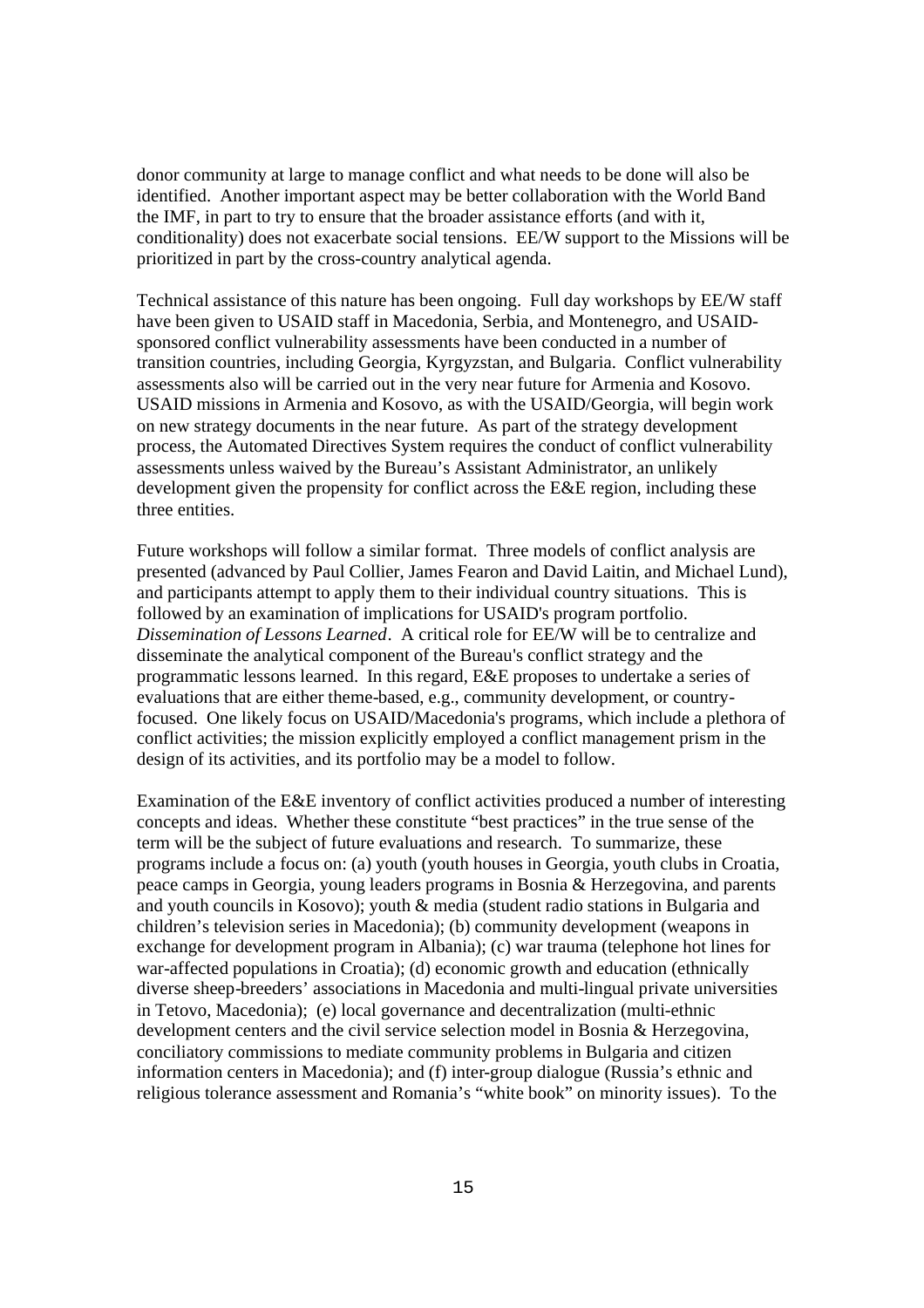donor community at large to manage conflict and what needs to be done will also be identified. Another important aspect may be better collaboration with the World Band the IMF, in part to try to ensure that the broader assistance efforts (and with it, conditionality) does not exacerbate social tensions. EE/W support to the Missions will be prioritized in part by the cross-country analytical agenda.

Technical assistance of this nature has been ongoing. Full day workshops by EE/W staff have been given to USAID staff in Macedonia, Serbia, and Montenegro, and USAID-sponsored conflict vulnerability assessments have been conducted in a number of transition countries, including Georgia, Kyrgyzstan, and Bulgaria. Conflict vulnerability assessments also will be carried out in the very near future for Armenia and Kosovo. USAID missions in Armenia and Kosovo, as with the USAID/Georgia, will begin work on new strategy documents in the near future. As part of the strategy development process, the Automated Directives System requires the conduct of conflict vulnerability assessments unless waived by the Bureau's Assistant Administrator, an unlikely development given the propensity for conflict across the E&E region, including these three entities.

Future workshops will follow a similar format. Three models of conflict analysis are presented (advanced by Paul Collier, James Fearon and David Laitin, and Michael Lund), and participants attempt to apply them to their individual country situations. This is followed by an examination of implications for USAID's program portfolio.
*Dissemination of Lessons Learned*. A critical role for EE/W will be to centralize and disseminate the analytical component of the Bureau's conflict strategy and the programmatic lessons learned. In this regard, E&E proposes to undertake a series of evaluations that are either theme-based, e.g., community development, or country-focused. One likely focus on USAID/Macedonia's programs, which include a plethora of conflict activities; the mission explicitly employed a conflict management prism in the design of its activities, and its portfolio may be a model to follow.

Examination of the E&E inventory of conflict activities produced a number of interesting concepts and ideas. Whether these constitute "best practices" in the true sense of the term will be the subject of future evaluations and research. To summarize, these programs include a focus on: (a) youth (youth houses in Georgia, youth clubs in Croatia, peace camps in Georgia, young leaders programs in Bosnia & Herzegovina, and parents and youth councils in Kosovo); youth & media (student radio stations in Bulgaria and children's television series in Macedonia); (b) community development (weapons in exchange for development program in Albania); (c) war trauma (telephone hot lines for war-affected populations in Croatia); (d) economic growth and education (ethnically diverse sheep-breeders' associations in Macedonia and multi-lingual private universities in Tetovo, Macedonia); (e) local governance and decentralization (multi-ethnic development centers and the civil service selection model in Bosnia & Herzegovina, conciliatory commissions to mediate community problems in Bulgaria and citizen information centers in Macedonia); and (f) inter-group dialogue (Russia's ethnic and religious tolerance assessment and Romania's "white book" on minority issues). To the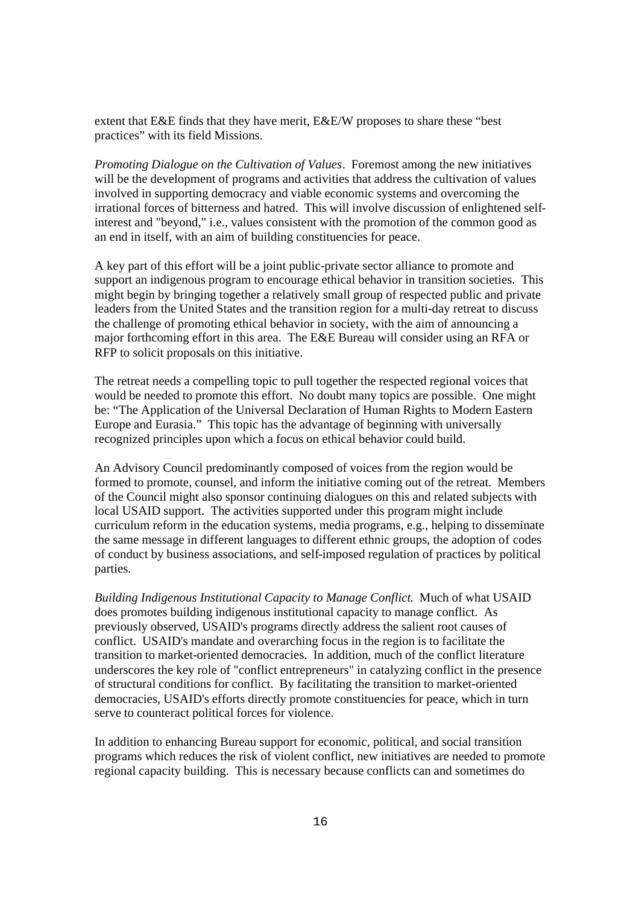extent that E&E finds that they have merit, E&E/W proposes to share these "best practices" with its field Missions.

*Promoting Dialogue on the Cultivation of Values*. Foremost among the new initiatives will be the development of programs and activities that address the cultivation of values involved in supporting democracy and viable economic systems and overcoming the irrational forces of bitterness and hatred. This will involve discussion of enlightened self-interest and "beyond," i.e., values consistent with the promotion of the common good as an end in itself, with an aim of building constituencies for peace.

A key part of this effort will be a joint public-private sector alliance to promote and support an indigenous program to encourage ethical behavior in transition societies. This might begin by bringing together a relatively small group of respected public and private leaders from the United States and the transition region for a multi-day retreat to discuss the challenge of promoting ethical behavior in society, with the aim of announcing a major forthcoming effort in this area. The E&E Bureau will consider using an RFA or RFP to solicit proposals on this initiative.

The retreat needs a compelling topic to pull together the respected regional voices that would be needed to promote this effort. No doubt many topics are possible. One might be: "The Application of the Universal Declaration of Human Rights to Modern Eastern Europe and Eurasia." This topic has the advantage of beginning with universally recognized principles upon which a focus on ethical behavior could build.

An Advisory Council predominantly composed of voices from the region would be formed to promote, counsel, and inform the initiative coming out of the retreat. Members of the Council might also sponsor continuing dialogues on this and related subjects with local USAID support. The activities supported under this program might include curriculum reform in the education systems, media programs, e.g., helping to disseminate the same message in different languages to different ethnic groups, the adoption of codes of conduct by business associations, and self-imposed regulation of practices by political parties.

*Building Indigenous Institutional Capacity to Manage Conflict.* Much of what USAID does promotes building indigenous institutional capacity to manage conflict. As previously observed, USAID's programs directly address the salient root causes of conflict. USAID's mandate and overarching focus in the region is to facilitate the transition to market-oriented democracies. In addition, much of the conflict literature underscores the key role of "conflict entrepreneurs" in catalyzing conflict in the presence of structural conditions for conflict. By facilitating the transition to market-oriented democracies, USAID's efforts directly promote constituencies for peace, which in turn serve to counteract political forces for violence.

In addition to enhancing Bureau support for economic, political, and social transition programs which reduces the risk of violent conflict, new initiatives are needed to promote regional capacity building. This is necessary because conflicts can and sometimes do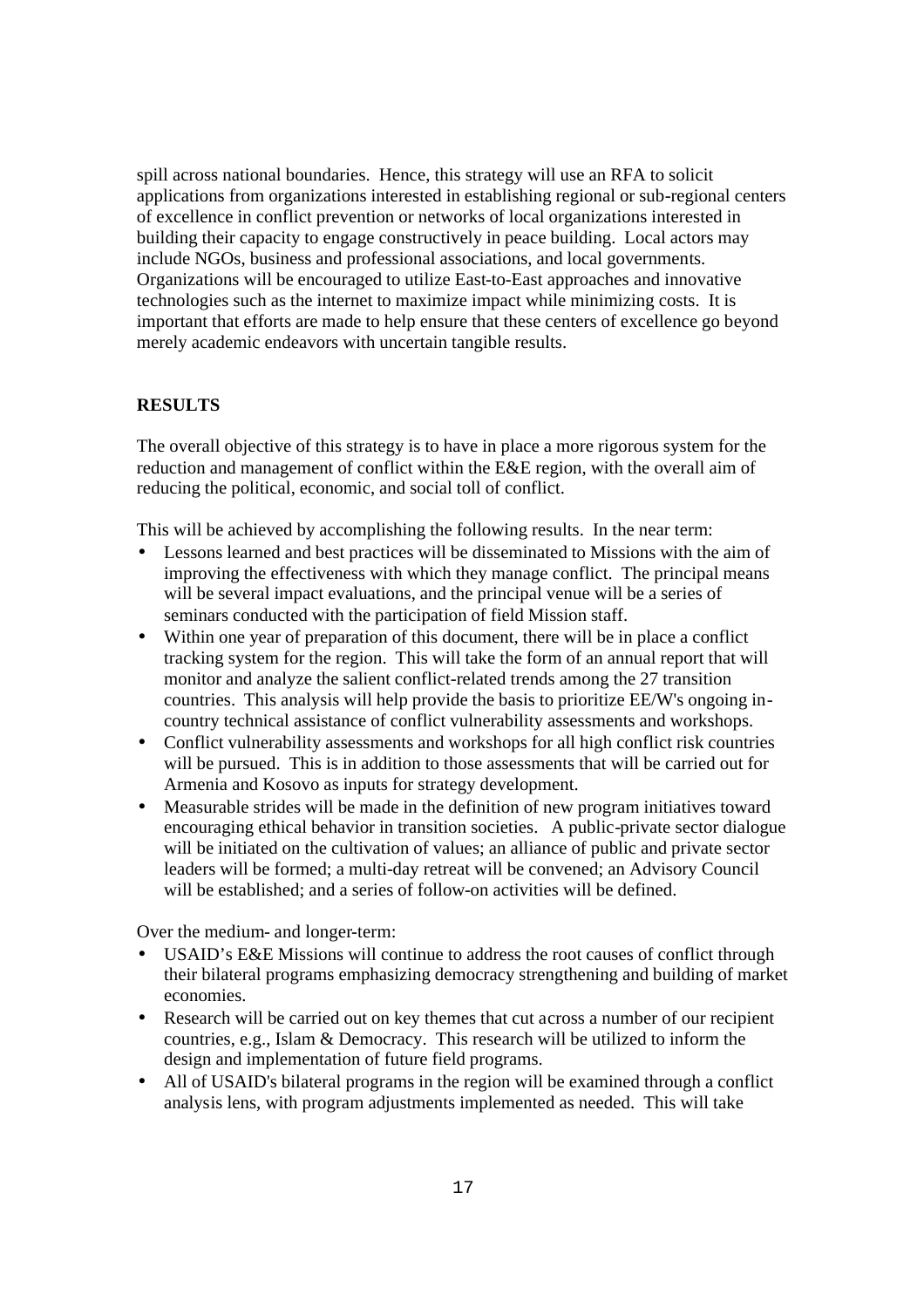spill across national boundaries. Hence, this strategy will use an RFA to solicit applications from organizations interested in establishing regional or sub-regional centers of excellence in conflict prevention or networks of local organizations interested in building their capacity to engage constructively in peace building. Local actors may include NGOs, business and professional associations, and local governments. Organizations will be encouraged to utilize East-to-East approaches and innovative technologies such as the internet to maximize impact while minimizing costs. It is important that efforts are made to help ensure that these centers of excellence go beyond merely academic endeavors with uncertain tangible results.

**RESULTS**

The overall objective of this strategy is to have in place a more rigorous system for the reduction and management of conflict within the E&E region, with the overall aim of reducing the political, economic, and social toll of conflict.

This will be achieved by accomplishing the following results. In the near term:

- Lessons learned and best practices will be disseminated to Missions with the aim of improving the effectiveness with which they manage conflict. The principal means will be several impact evaluations, and the principal venue will be a series of seminars conducted with the participation of field Mission staff.
- Within one year of preparation of this document, there will be in place a conflict tracking system for the region. This will take the form of an annual report that will monitor and analyze the salient conflict-related trends among the 27 transition countries. This analysis will help provide the basis to prioritize EE/W's ongoing in-country technical assistance of conflict vulnerability assessments and workshops.
- Conflict vulnerability assessments and workshops for all high conflict risk countries will be pursued. This is in addition to those assessments that will be carried out for Armenia and Kosovo as inputs for strategy development.
- Measurable strides will be made in the definition of new program initiatives toward encouraging ethical behavior in transition societies. A public-private sector dialogue will be initiated on the cultivation of values; an alliance of public and private sector leaders will be formed; a multi-day retreat will be convened; an Advisory Council will be established; and a series of follow-on activities will be defined.

Over the medium- and longer-term:

- USAID's E&E Missions will continue to address the root causes of conflict through their bilateral programs emphasizing democracy strengthening and building of market economies.
- Research will be carried out on key themes that cut across a number of our recipient countries, e.g., Islam & Democracy. This research will be utilized to inform the design and implementation of future field programs.
- All of USAID's bilateral programs in the region will be examined through a conflict analysis lens, with program adjustments implemented as needed. This will take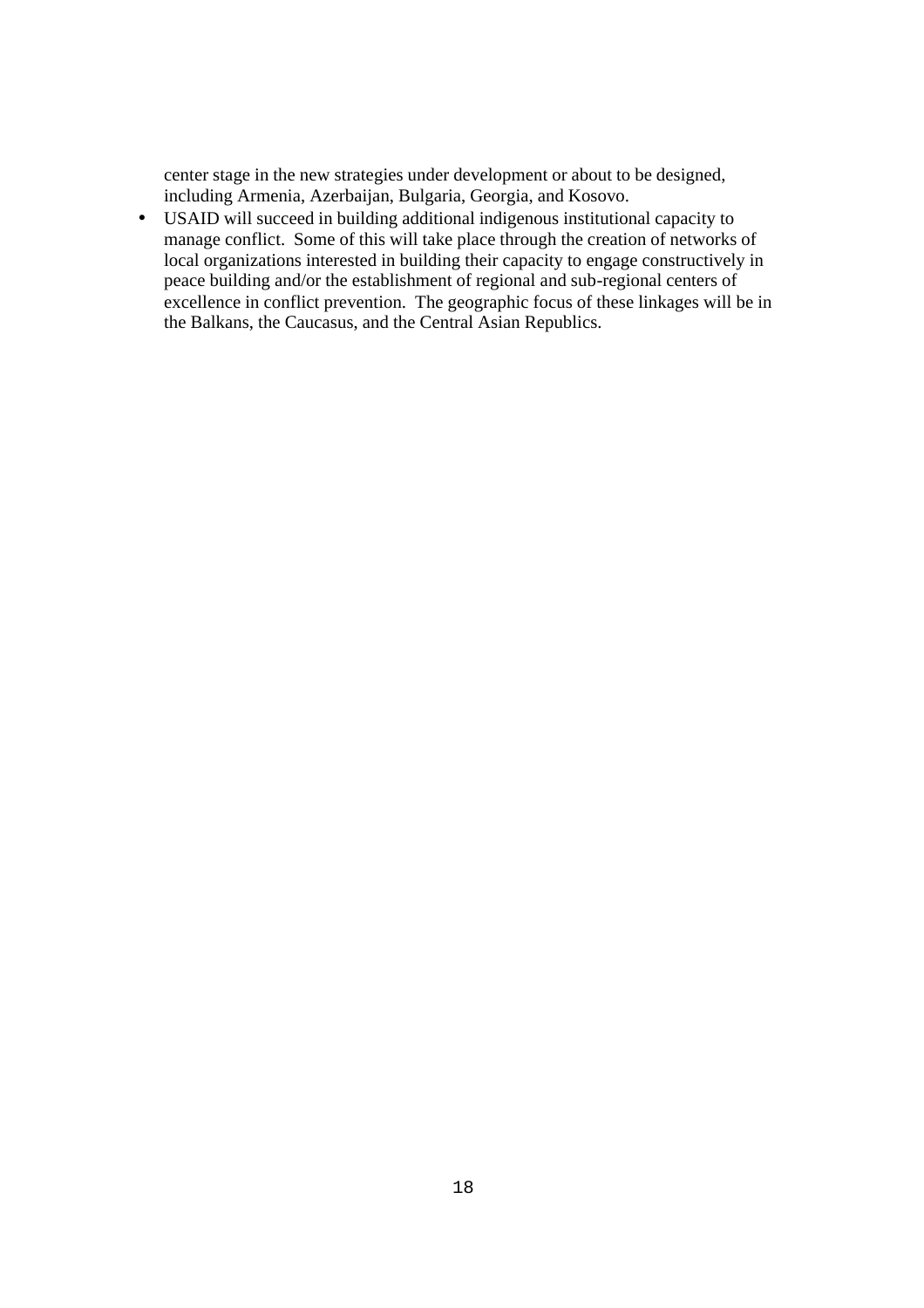center stage in the new strategies under development or about to be designed, including Armenia, Azerbaijan, Bulgaria, Georgia, and Kosovo.

- USAID will succeed in building additional indigenous institutional capacity to manage conflict. Some of this will take place through the creation of networks of local organizations interested in building their capacity to engage constructively in peace building and/or the establishment of regional and sub-regional centers of excellence in conflict prevention. The geographic focus of these linkages will be in the Balkans, the Caucasus, and the Central Asian Republics.